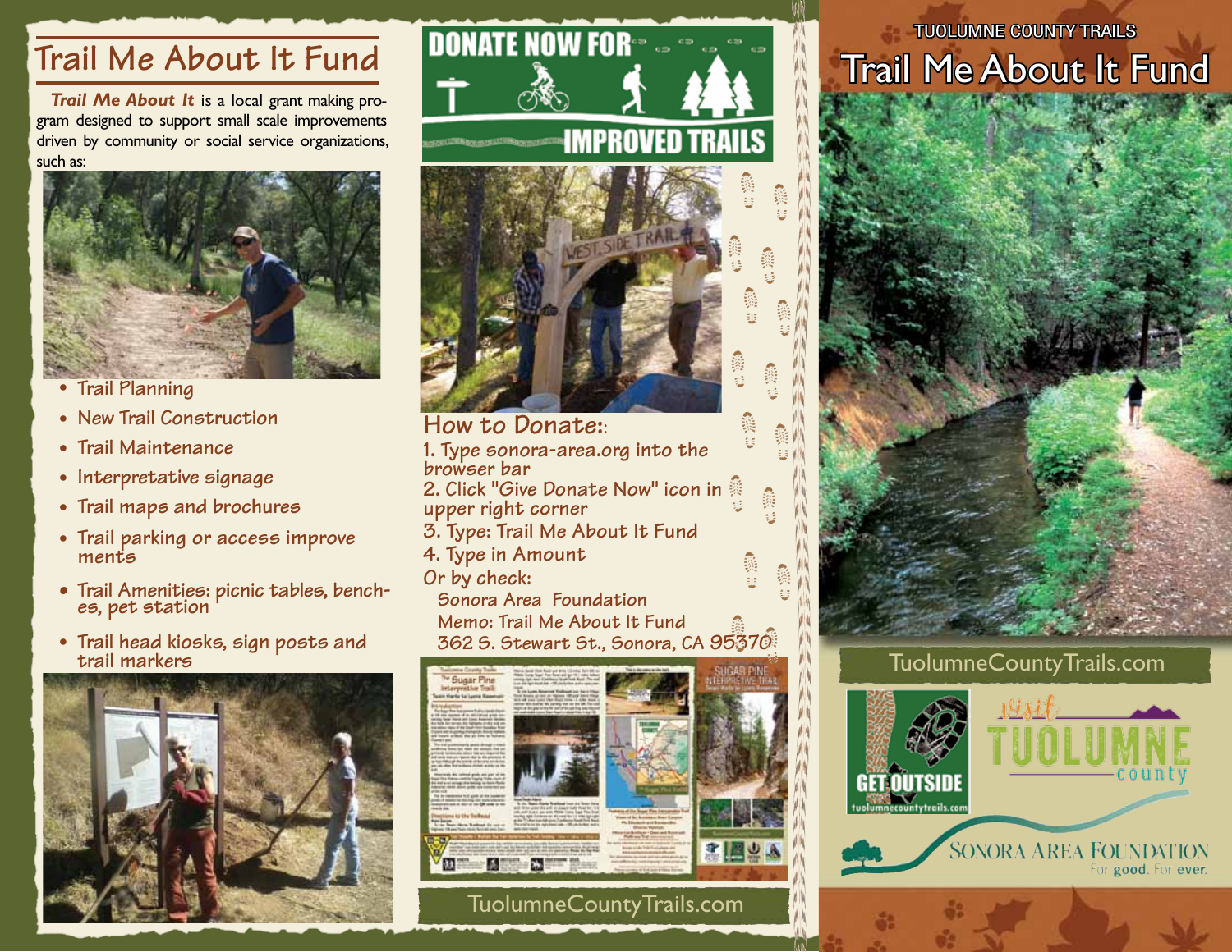## Trail Me About It Fund

***Trail Me About It*** is a local grant making program designed to support small scale improvements driven by community or social service organizations, such as:

- Trail Planning
- New Trail Construction
- Trail Maintenance
- Interpretative signage
- Trail maps and brochures
- Trail parking or access improvements
- Trail Amenities: picnic tables, benches, pet station
- Trail head kiosks, sign posts and trail markers

DONATE NOW FOR IMPROVED TRAILS

### How to Donate:

1. Type sonora-area.org into the browser bar
2. Click "Give Donate Now" icon in upper right corner
3. Type: Trail Me About It Fund
4. Type in Amount

Or by check:

Sonora Area Foundation
Memo: Trail Me About It Fund
362 S. Stewart St., Sonora, CA 95370

TuolumneCountyTrails.com

TUOLUMNE COUNTY TRAILS

# Trail Me About It Fund

TuolumneCountyTrails.com

GET OUTSIDE
tuolumnecountytrails.com

Visit TUOLUMNE county

Sonora Area Foundation
For good. For ever.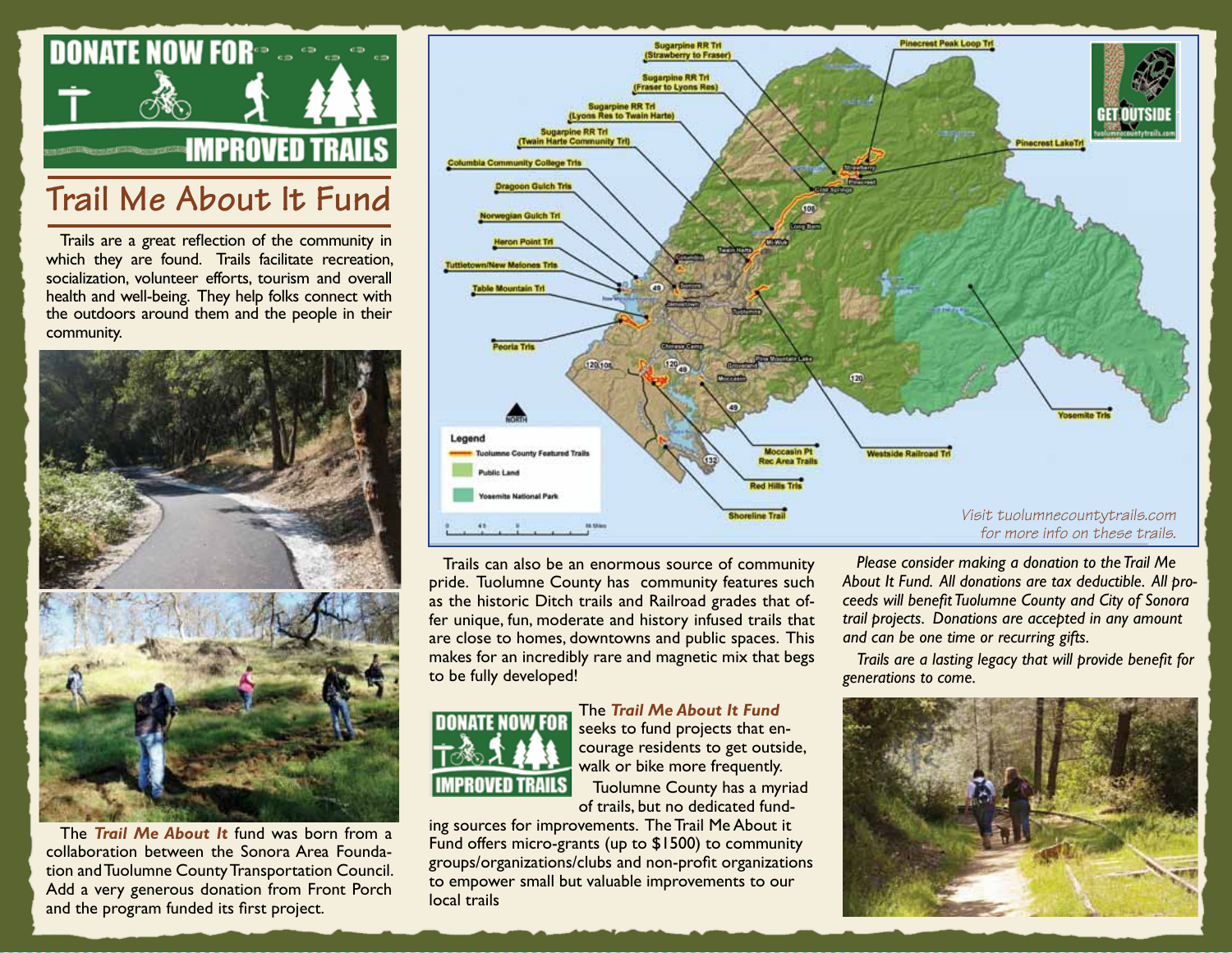# DONATE NOW FOR IMPROVED TRAILS

## Trail Me About It Fund

Trails are a great reflection of the community in which they are found. Trails facilitate recreation, socialization, volunteer efforts, tourism and overall health and well-being. They help folks connect with the outdoors around them and the people in their community.

The ***Trail Me About It*** fund was born from a collaboration between the Sonora Area Foundation and Tuolumne County Transportation Council. Add a very generous donation from Front Porch and the program funded its first project.

Sugarpine RR Trl (Strawberry to Fraser)

Sugarpine RR Trl (Fraser to Lyons Res)

Sugarpine RR Trl (Lyons Res to Twain Harte)

Sugarpine RR Trl (Twain Harte Community Trl)

Columbia Community College Trls

Dragoon Gulch Trls

Norwegian Gulch Trl

Heron Point Trl

Tuttletown/New Melones Trls

Table Mountain Trl

Peoria Trls

Pinecrest Peak Loop Trl

Pinecrest LakeTrl

Yosemite Trls

Westside Railroad Trl

Moccasin Pt Rec Area Trails

Red Hills Trls

Shoreline Trail

Legend

Tuolumne County Featured Trails

Public Land

Yosemite National Park

GET OUTSIDE

tuolumnecountytrails.com

*Visit tuolumnecountytrails.com for more info on these trails.*

Trails can also be an enormous source of community pride. Tuolumne County has community features such as the historic Ditch trails and Railroad grades that offer unique, fun, moderate and history infused trails that are close to homes, downtowns and public spaces. This makes for an incredibly rare and magnetic mix that begs to be fully developed!

The ***Trail Me About It Fund*** seeks to fund projects that encourage residents to get outside, walk or bike more frequently.

Tuolumne County has a myriad of trails, but no dedicated funding sources for improvements. The Trail Me About it Fund offers micro-grants (up to $1500) to community groups/organizations/clubs and non-profit organizations to empower small but valuable improvements to our local trails

*Please consider making a donation to the Trail Me About It Fund. All donations are tax deductible. All proceeds will benefit Tuolumne County and City of Sonora trail projects. Donations are accepted in any amount and can be one time or recurring gifts.*

*Trails are a lasting legacy that will provide benefit for generations to come.*